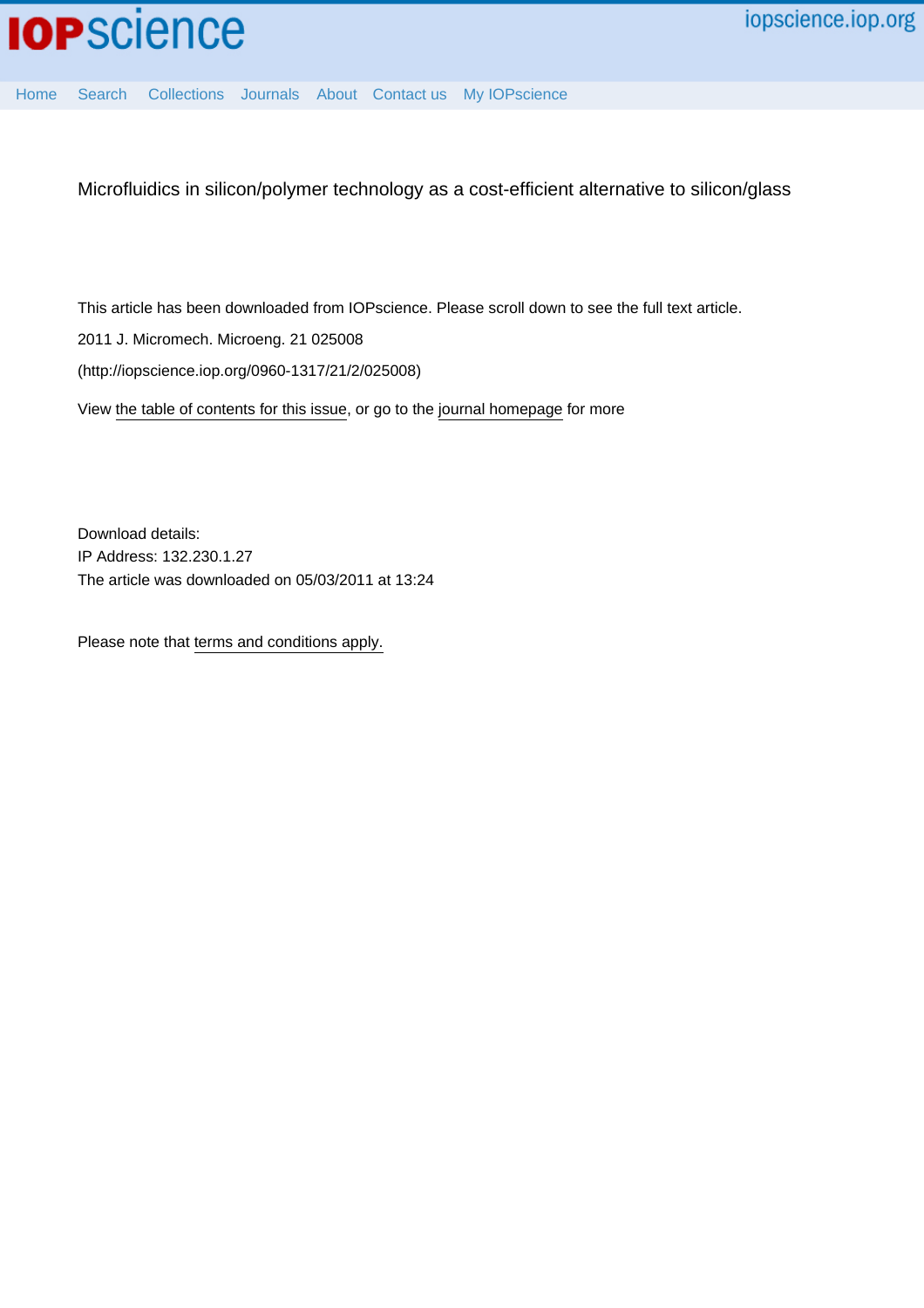# Microfluidics in silicon/polymer technology as a cost-efficient alternative to silicon/glass

This article has been downloaded from IOPscience. Please scroll down to see the full text article.

2011 J. Micromech. Microeng. 21 025008

(http://iopscience.iop.org/0960-1317/21/2/025008)

View the table of contents for this issue, or go to the journal homepage for more

Download details:
IP Address: 132.230.1.27
The article was downloaded on 05/03/2011 at 13:24

Please note that terms and conditions apply.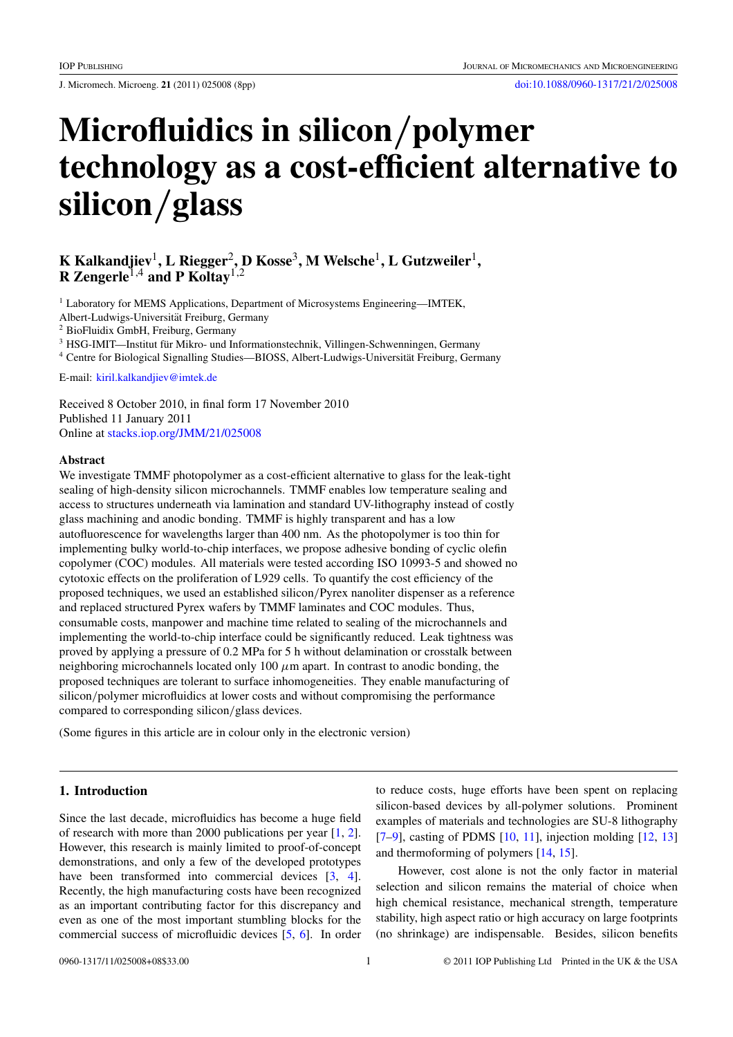# Microfluidics in silicon/polymer technology as a cost-efficient alternative to silicon/glass

**K Kalkandjiev[1], L Riegger[2], D Kosse[3], M Welsche[1], L Gutzweiler[1], R Zengerle[1,4] and P Koltay[1,2]**

[1] Laboratory for MEMS Applications, Department of Microsystems Engineering—IMTEK, Albert-Ludwigs-Universität Freiburg, Germany

[2] BioFluidix GmbH, Freiburg, Germany

[3] HSG-IMIT—Institut für Mikro- und Informationstechnik, Villingen-Schwenningen, Germany

[4] Centre for Biological Signalling Studies—BIOSS, Albert-Ludwigs-Universität Freiburg, Germany

E-mail: kiril.kalkandjiev@imtek.de

Received 8 October 2010, in final form 17 November 2010
Published 11 January 2011
Online at stacks.iop.org/JMM/21/025008

## Abstract

We investigate TMMF photopolymer as a cost-efficient alternative to glass for the leak-tight sealing of high-density silicon microchannels. TMMF enables low temperature sealing and access to structures underneath via lamination and standard UV-lithography instead of costly glass machining and anodic bonding. TMMF is highly transparent and has a low autofluorescence for wavelengths larger than 400 nm. As the photopolymer is too thin for implementing bulky world-to-chip interfaces, we propose adhesive bonding of cyclic olefin copolymer (COC) modules. All materials were tested according ISO 10993-5 and showed no cytotoxic effects on the proliferation of L929 cells. To quantify the cost efficiency of the proposed techniques, we used an established silicon/Pyrex nanoliter dispenser as a reference and replaced structured Pyrex wafers by TMMF laminates and COC modules. Thus, consumable costs, manpower and machine time related to sealing of the microchannels and implementing the world-to-chip interface could be significantly reduced. Leak tightness was proved by applying a pressure of 0.2 MPa for 5 h without delamination or crosstalk between neighboring microchannels located only 100 $\mu$m apart. In contrast to anodic bonding, the proposed techniques are tolerant to surface inhomogeneities. They enable manufacturing of silicon/polymer microfluidics at lower costs and without compromising the performance compared to corresponding silicon/glass devices.

(Some figures in this article are in colour only in the electronic version)

## 1. Introduction

Since the last decade, microfluidics has become a huge field of research with more than 2000 publications per year [1, 2]. However, this research is mainly limited to proof-of-concept demonstrations, and only a few of the developed prototypes have been transformed into commercial devices [3, 4]. Recently, the high manufacturing costs have been recognized as an important contributing factor for this discrepancy and even as one of the most important stumbling blocks for the commercial success of microfluidic devices [5, 6]. In order to reduce costs, huge efforts have been spent on replacing silicon-based devices by all-polymer solutions. Prominent examples of materials and technologies are SU-8 lithography [7–9], casting of PDMS [10, 11], injection molding [12, 13] and thermoforming of polymers [14, 15].

However, cost alone is not the only factor in material selection and silicon remains the material of choice when high chemical resistance, mechanical strength, temperature stability, high aspect ratio or high accuracy on large footprints (no shrinkage) are indispensable. Besides, silicon benefits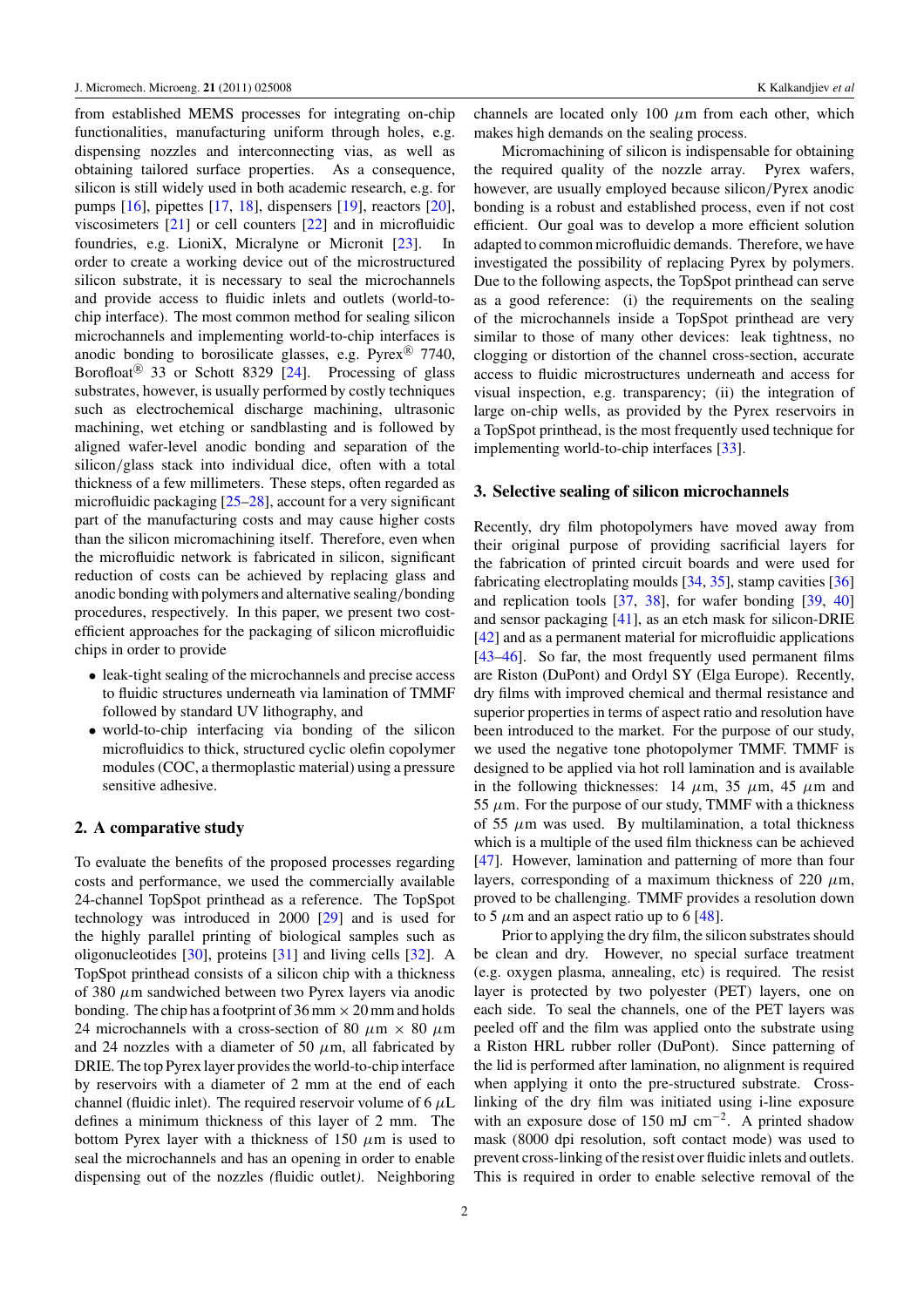from established MEMS processes for integrating on-chip functionalities, manufacturing uniform through holes, e.g. dispensing nozzles and interconnecting vias, as well as obtaining tailored surface properties. As a consequence, silicon is still widely used in both academic research, e.g. for pumps [16], pipettes [17, 18], dispensers [19], reactors [20], viscosimeters [21] or cell counters [22] and in microfluidic foundries, e.g. LioniX, Micralyne or Micronit [23]. In order to create a working device out of the microstructured silicon substrate, it is necessary to seal the microchannels and provide access to fluidic inlets and outlets (world-to-chip interface). The most common method for sealing silicon microchannels and implementing world-to-chip interfaces is anodic bonding to borosilicate glasses, e.g. Pyrex® 7740, Borofloat® 33 or Schott 8329 [24]. Processing of glass substrates, however, is usually performed by costly techniques such as electrochemical discharge machining, ultrasonic machining, wet etching or sandblasting and is followed by aligned wafer-level anodic bonding and separation of the silicon/glass stack into individual dice, often with a total thickness of a few millimeters. These steps, often regarded as microfluidic packaging [25–28], account for a very significant part of the manufacturing costs and may cause higher costs than the silicon micromachining itself. Therefore, even when the microfluidic network is fabricated in silicon, significant reduction of costs can be achieved by replacing glass and anodic bonding with polymers and alternative sealing/bonding procedures, respectively. In this paper, we present two cost-efficient approaches for the packaging of silicon microfluidic chips in order to provide

- leak-tight sealing of the microchannels and precise access to fluidic structures underneath via lamination of TMMF followed by standard UV lithography, and
- world-to-chip interfacing via bonding of the silicon microfluidics to thick, structured cyclic olefin copolymer modules (COC, a thermoplastic material) using a pressure sensitive adhesive.

## 2. A comparative study

To evaluate the benefits of the proposed processes regarding costs and performance, we used the commercially available 24-channel TopSpot printhead as a reference. The TopSpot technology was introduced in 2000 [29] and is used for the highly parallel printing of biological samples such as oligonucleotides [30], proteins [31] and living cells [32]. A TopSpot printhead consists of a silicon chip with a thickness of 380 $\mu$m sandwiched between two Pyrex layers via anodic bonding. The chip has a footprint of 36 mm × 20 mm and holds 24 microchannels with a cross-section of 80 $\mu$m × 80 $\mu$m and 24 nozzles with a diameter of 50 $\mu$m, all fabricated by DRIE. The top Pyrex layer provides the world-to-chip interface by reservoirs with a diameter of 2 mm at the end of each channel (fluidic inlet). The required reservoir volume of 6 $\mu$L defines a minimum thickness of this layer of 2 mm. The bottom Pyrex layer with a thickness of 150 $\mu$m is used to seal the microchannels and has an opening in order to enable dispensing out of the nozzles *(*fluidic outlet*)*. Neighboring channels are located only 100 $\mu$m from each other, which makes high demands on the sealing process.

Micromachining of silicon is indispensable for obtaining the required quality of the nozzle array. Pyrex wafers, however, are usually employed because silicon/Pyrex anodic bonding is a robust and established process, even if not cost efficient. Our goal was to develop a more efficient solution adapted to common microfluidic demands. Therefore, we have investigated the possibility of replacing Pyrex by polymers. Due to the following aspects, the TopSpot printhead can serve as a good reference: (i) the requirements on the sealing of the microchannels inside a TopSpot printhead are very similar to those of many other devices: leak tightness, no clogging or distortion of the channel cross-section, accurate access to fluidic microstructures underneath and access for visual inspection, e.g. transparency; (ii) the integration of large on-chip wells, as provided by the Pyrex reservoirs in a TopSpot printhead, is the most frequently used technique for implementing world-to-chip interfaces [33].

## 3. Selective sealing of silicon microchannels

Recently, dry film photopolymers have moved away from their original purpose of providing sacrificial layers for the fabrication of printed circuit boards and were used for fabricating electroplating moulds [34, 35], stamp cavities [36] and replication tools [37, 38], for wafer bonding [39, 40] and sensor packaging [41], as an etch mask for silicon-DRIE [42] and as a permanent material for microfluidic applications [43–46]. So far, the most frequently used permanent films are Riston (DuPont) and Ordyl SY (Elga Europe). Recently, dry films with improved chemical and thermal resistance and superior properties in terms of aspect ratio and resolution have been introduced to the market. For the purpose of our study, we used the negative tone photopolymer TMMF. TMMF is designed to be applied via hot roll lamination and is available in the following thicknesses: 14 $\mu$m, 35 $\mu$m, 45 $\mu$m and 55 $\mu$m. For the purpose of our study, TMMF with a thickness of 55 $\mu$m was used. By multilamination, a total thickness which is a multiple of the used film thickness can be achieved [47]. However, lamination and patterning of more than four layers, corresponding of a maximum thickness of 220 $\mu$m, proved to be challenging. TMMF provides a resolution down to 5 $\mu$m and an aspect ratio up to 6 [48].

Prior to applying the dry film, the silicon substrates should be clean and dry. However, no special surface treatment (e.g. oxygen plasma, annealing, etc) is required. The resist layer is protected by two polyester (PET) layers, one on each side. To seal the channels, one of the PET layers was peeled off and the film was applied onto the substrate using a Riston HRL rubber roller (DuPont). Since patterning of the lid is performed after lamination, no alignment is required when applying it onto the pre-structured substrate. Cross-linking of the dry film was initiated using i-line exposure with an exposure dose of 150 mJ cm$^{-2}$. A printed shadow mask (8000 dpi resolution, soft contact mode) was used to prevent cross-linking of the resist over fluidic inlets and outlets. This is required in order to enable selective removal of the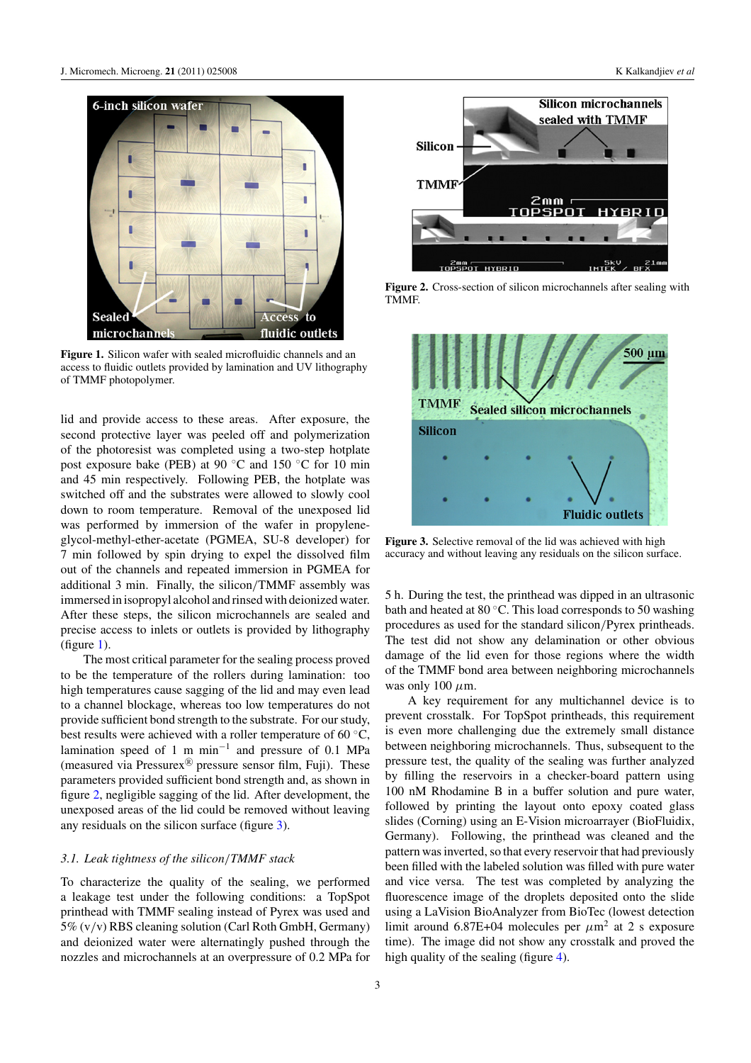**Figure 1.** Silicon wafer with sealed microfluidic channels and an access to fluidic outlets provided by lamination and UV lithography of TMMF photopolymer.

lid and provide access to these areas. After exposure, the second protective layer was peeled off and polymerization of the photoresist was completed using a two-step hotplate post exposure bake (PEB) at 90 °C and 150 °C for 10 min and 45 min respectively. Following PEB, the hotplate was switched off and the substrates were allowed to slowly cool down to room temperature. Removal of the unexposed lid was performed by immersion of the wafer in propylene-glycol-methyl-ether-acetate (PGMEA, SU-8 developer) for 7 min followed by spin drying to expel the dissolved film out of the channels and repeated immersion in PGMEA for additional 3 min. Finally, the silicon/TMMF assembly was immersed in isopropyl alcohol and rinsed with deionized water. After these steps, the silicon microchannels are sealed and precise access to inlets or outlets is provided by lithography (figure 1).

The most critical parameter for the sealing process proved to be the temperature of the rollers during lamination: too high temperatures cause sagging of the lid and may even lead to a channel blockage, whereas too low temperatures do not provide sufficient bond strength to the substrate. For our study, best results were achieved with a roller temperature of 60 °C, lamination speed of 1 m min$^{-1}$ and pressure of 0.1 MPa (measured via Pressurex® pressure sensor film, Fuji). These parameters provided sufficient bond strength and, as shown in figure 2, negligible sagging of the lid. After development, the unexposed areas of the lid could be removed without leaving any residuals on the silicon surface (figure 3).

*3.1. Leak tightness of the silicon/TMMF stack*

To characterize the quality of the sealing, we performed a leakage test under the following conditions: a TopSpot printhead with TMMF sealing instead of Pyrex was used and 5% (v/v) RBS cleaning solution (Carl Roth GmbH, Germany) and deionized water were alternatingly pushed through the nozzles and microchannels at an overpressure of 0.2 MPa for 5 h. During the test, the printhead was dipped in an ultrasonic bath and heated at 80 °C. This load corresponds to 50 washing procedures as used for the standard silicon/Pyrex printheads. The test did not show any delamination or other obvious damage of the lid even for those regions where the width of the TMMF bond area between neighboring microchannels was only 100 $\mu$m.

**Figure 2.** Cross-section of silicon microchannels after sealing with TMMF.

**Figure 3.** Selective removal of the lid was achieved with high accuracy and without leaving any residuals on the silicon surface.

A key requirement for any multichannel device is to prevent crosstalk. For TopSpot printheads, this requirement is even more challenging due the extremely small distance between neighboring microchannels. Thus, subsequent to the pressure test, the quality of the sealing was further analyzed by filling the reservoirs in a checker-board pattern using 100 nM Rhodamine B in a buffer solution and pure water, followed by printing the layout onto epoxy coated glass slides (Corning) using an E-Vision microarrayer (BioFluidix, Germany). Following, the printhead was cleaned and the pattern was inverted, so that every reservoir that had previously been filled with the labeled solution was filled with pure water and vice versa. The test was completed by analyzing the fluorescence image of the droplets deposited onto the slide using a LaVision BioAnalyzer from BioTec (lowest detection limit around 6.87E+04 molecules per $\mu$m$^2$ at 2 s exposure time). The image did not show any crosstalk and proved the high quality of the sealing (figure 4).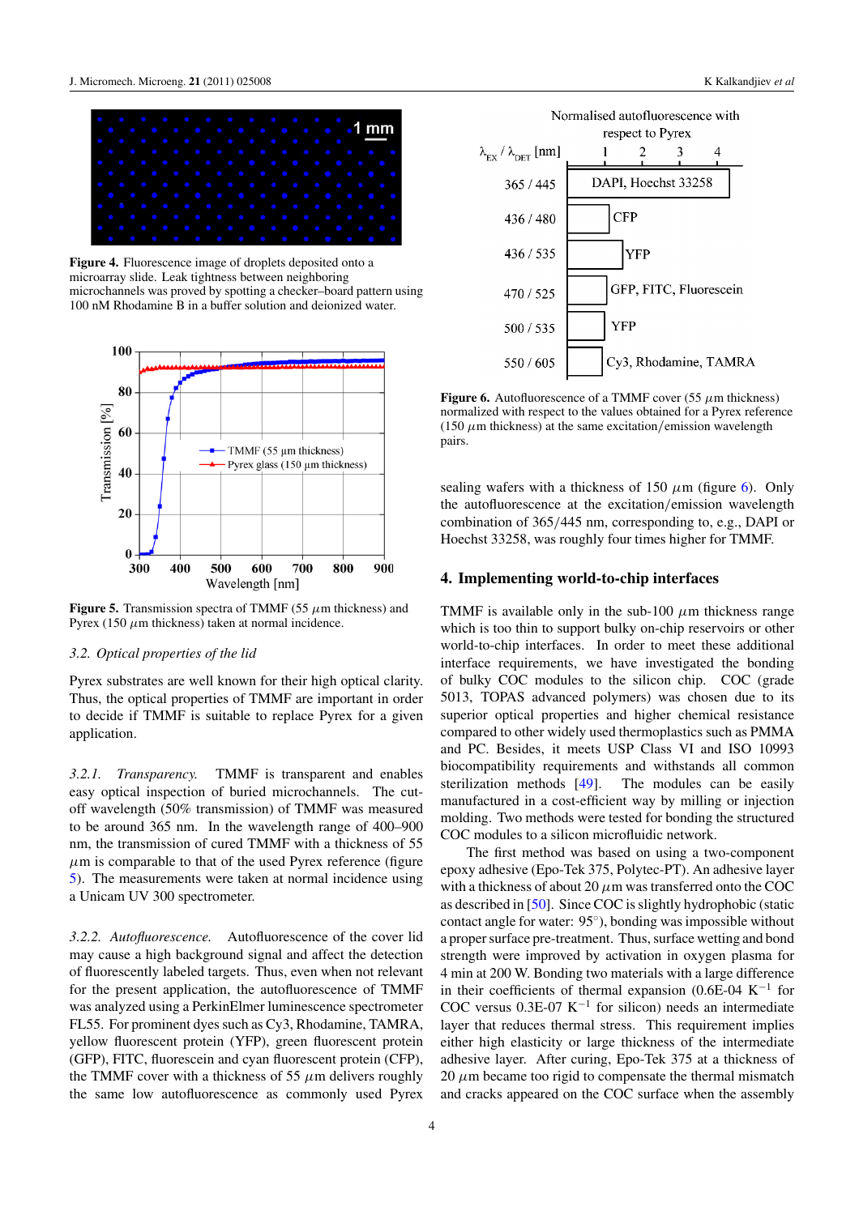Figure 4. Fluorescence image of droplets deposited onto a microarray slide. Leak tightness between neighboring microchannels was proved by spotting a checker–board pattern using 100 nM Rhodamine B in a buffer solution and deionized water.

Figure 5. Transmission spectra of TMMF (55 $\mu$m thickness) and Pyrex (150 $\mu$m thickness) taken at normal incidence.

### 3.2. Optical properties of the lid

Pyrex substrates are well known for their high optical clarity. Thus, the optical properties of TMMF are important in order to decide if TMMF is suitable to replace Pyrex for a given application.

*3.2.1. Transparency.* TMMF is transparent and enables easy optical inspection of buried microchannels. The cut-off wavelength (50% transmission) of TMMF was measured to be around 365 nm. In the wavelength range of 400–900 nm, the transmission of cured TMMF with a thickness of 55 $\mu$m is comparable to that of the used Pyrex reference (figure 5). The measurements were taken at normal incidence using a Unicam UV 300 spectrometer.

*3.2.2. Autofluorescence.* Autofluorescence of the cover lid may cause a high background signal and affect the detection of fluorescently labeled targets. Thus, even when not relevant for the present application, the autofluorescence of TMMF was analyzed using a PerkinElmer luminescence spectrometer FL55. For prominent dyes such as Cy3, Rhodamine, TAMRA, yellow fluorescent protein (YFP), green fluorescent protein (GFP), FITC, fluorescein and cyan fluorescent protein (CFP), the TMMF cover with a thickness of 55 $\mu$m delivers roughly the same low autofluorescence as commonly used Pyrex sealing wafers with a thickness of 150 $\mu$m (figure 6). Only the autofluorescence at the excitation/emission wavelength combination of 365/445 nm, corresponding to, e.g., DAPI or Hoechst 33258, was roughly four times higher for TMMF.

Figure 6. Autofluorescence of a TMMF cover (55 $\mu$m thickness) normalized with respect to the values obtained for a Pyrex reference (150 $\mu$m thickness) at the same excitation/emission wavelength pairs.

## 4. Implementing world-to-chip interfaces

TMMF is available only in the sub-100 $\mu$m thickness range which is too thin to support bulky on-chip reservoirs or other world-to-chip interfaces. In order to meet these additional interface requirements, we have investigated the bonding of bulky COC modules to the silicon chip. COC (grade 5013, TOPAS advanced polymers) was chosen due to its superior optical properties and higher chemical resistance compared to other widely used thermoplastics such as PMMA and PC. Besides, it meets USP Class VI and ISO 10993 biocompatibility requirements and withstands all common sterilization methods [49]. The modules can be easily manufactured in a cost-efficient way by milling or injection molding. Two methods were tested for bonding the structured COC modules to a silicon microfluidic network.

The first method was based on using a two-component epoxy adhesive (Epo-Tek 375, Polytec-PT). An adhesive layer with a thickness of about 20 $\mu$m was transferred onto the COC as described in [50]. Since COC is slightly hydrophobic (static contact angle for water: 95°), bonding was impossible without a proper surface pre-treatment. Thus, surface wetting and bond strength were improved by activation in oxygen plasma for 4 min at 200 W. Bonding two materials with a large difference in their coefficients of thermal expansion (0.6E-04 $K^{-1}$ for COC versus 0.3E-07 $K^{-1}$ for silicon) needs an intermediate layer that reduces thermal stress. This requirement implies either high elasticity or large thickness of the intermediate adhesive layer. After curing, Epo-Tek 375 at a thickness of 20 $\mu$m became too rigid to compensate the thermal mismatch and cracks appeared on the COC surface when the assembly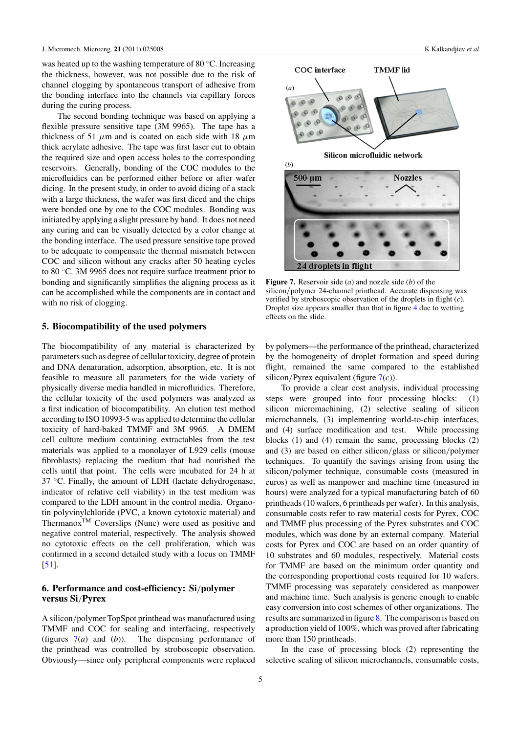was heated up to the washing temperature of 80 °C. Increasing the thickness, however, was not possible due to the risk of channel clogging by spontaneous transport of adhesive from the bonding interface into the channels via capillary forces during the curing process.

The second bonding technique was based on applying a flexible pressure sensitive tape (3M 9965). The tape has a thickness of 51 $\mu$m and is coated on each side with 18 $\mu$m thick acrylate adhesive. The tape was first laser cut to obtain the required size and open access holes to the corresponding reservoirs. Generally, bonding of the COC modules to the microfluidics can be performed either before or after wafer dicing. In the present study, in order to avoid dicing of a stack with a large thickness, the wafer was first diced and the chips were bonded one by one to the COC modules. Bonding was initiated by applying a slight pressure by hand. It does not need any curing and can be visually detected by a color change at the bonding interface. The used pressure sensitive tape proved to be adequate to compensate the thermal mismatch between COC and silicon without any cracks after 50 heating cycles to 80 °C. 3M 9965 does not require surface treatment prior to bonding and significantly simplifies the aligning process as it can be accomplished while the components are in contact and with no risk of clogging.

**Figure 7.** Reservoir side (*a*) and nozzle side (*b*) of the silicon/polymer 24-channel printhead. Accurate dispensing was verified by stroboscopic observation of the droplets in flight (*c*). Droplet size appears smaller than that in figure 4 due to wetting effects on the slide.

## 5. Biocompatibility of the used polymers

The biocompatibility of any material is characterized by parameters such as degree of cellular toxicity, degree of protein and DNA denaturation, adsorption, absorption, etc. It is not feasible to measure all parameters for the wide variety of physically diverse media handled in microfluidics. Therefore, the cellular toxicity of the used polymers was analyzed as a first indication of biocompatibility. An elution test method according to ISO 10993-5 was applied to determine the cellular toxicity of hard-baked TMMF and 3M 9965. A DMEM cell culture medium containing extractables from the test materials was applied to a monolayer of L929 cells (mouse fibroblasts) replacing the medium that had nourished the cells until that point. The cells were incubated for 24 h at 37 °C. Finally, the amount of LDH (lactate dehydrogenase, indicator of relative cell viability) in the test medium was compared to the LDH amount in the control media. Organotin polyvinylchloride (PVC, a known cytotoxic material) and Thermanox™ Coverslips (Nunc) were used as positive and negative control material, respectively. The analysis showed no cytotoxic effects on the cell proliferation, which was confirmed in a second detailed study with a focus on TMMF [51].

## 6. Performance and cost-efficiency: Si/polymer versus Si/Pyrex

A silicon/polymer TopSpot printhead was manufactured using TMMF and COC for sealing and interfacing, respectively (figures 7(*a*) and (*b*)). The dispensing performance of the printhead was controlled by stroboscopic observation. Obviously—since only peripheral components were replaced by polymers—the performance of the printhead, characterized by the homogeneity of droplet formation and speed during flight, remained the same compared to the established silicon/Pyrex equivalent (figure 7(*c*)).

To provide a clear cost analysis, individual processing steps were grouped into four processing blocks: (1) silicon micromachining, (2) selective sealing of silicon microchannels, (3) implementing world-to-chip interfaces, and (4) surface modification and test. While processing blocks (1) and (4) remain the same, processing blocks (2) and (3) are based on either silicon/glass or silicon/polymer techniques. To quantify the savings arising from using the silicon/polymer technique, consumable costs (measured in euros) as well as manpower and machine time (measured in hours) were analyzed for a typical manufacturing batch of 60 printheads (10 wafers, 6 printheads per wafer). In this analysis, consumable costs refer to raw material costs for Pyrex, COC and TMMF plus processing of the Pyrex substrates and COC modules, which was done by an external company. Material costs for Pyrex and COC are based on an order quantity of 10 substrates and 60 modules, respectively. Material costs for TMMF are based on the minimum order quantity and the corresponding proportional costs required for 10 wafers. TMMF processing was separately considered as manpower and machine time. Such analysis is generic enough to enable easy conversion into cost schemes of other organizations. The results are summarized in figure 8. The comparison is based on a production yield of 100%, which was proved after fabricating more than 150 printheads.

In the case of processing block (2) representing the selective sealing of silicon microchannels, consumable costs,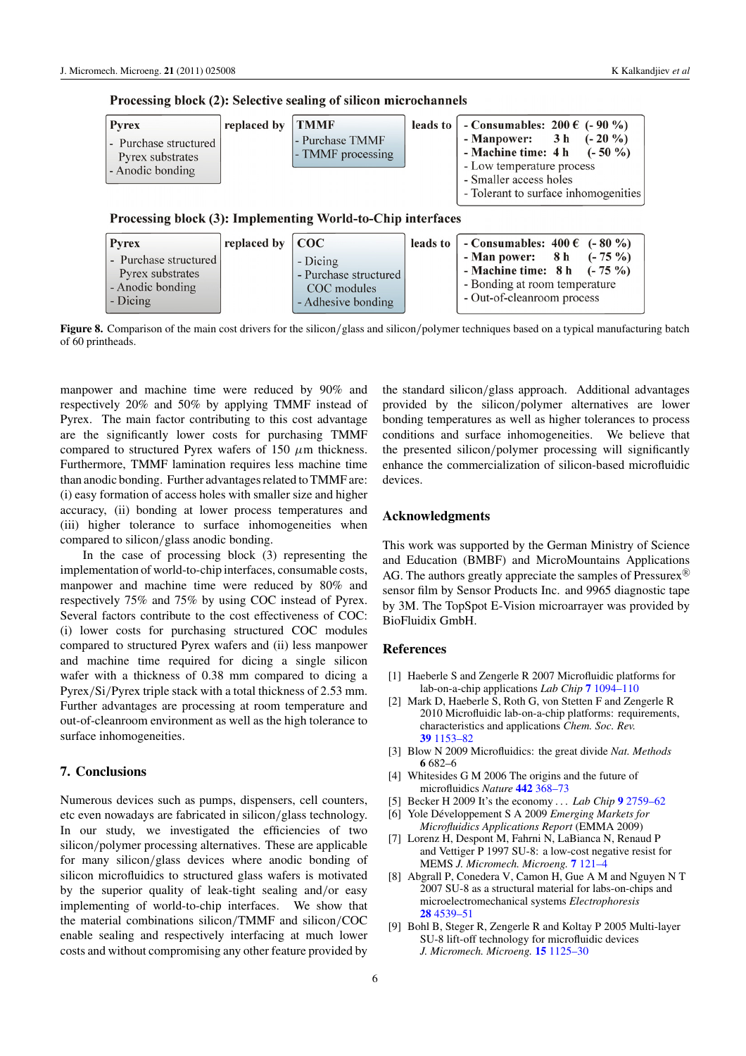**Processing block (2): Selective sealing of silicon microchannels**

| Pyrex | replaced by | TMMF | leads to | |
|---|---|---|---|---|
| - Purchase structured Pyrex substrates<br>- Anodic bonding | | - Purchase TMMF<br>- TMMF processing | | **- Consumables: 200 € (- 90 %)**<br>**- Manpower: 3 h (- 20 %)**<br>**- Machine time: 4 h (- 50 %)**<br>- Low temperature process<br>- Smaller access holes<br>- Tolerant to surface inhomogenities |

**Processing block (3): Implementing World-to-Chip interfaces**

| Pyrex | replaced by | COC | leads to | |
|---|---|---|---|---|
| - Purchase structured Pyrex substrates<br>- Anodic bonding<br>- Dicing | | - Dicing<br>- Purchase structured COC modules<br>- Adhesive bonding | | **- Consumables: 400 € (- 80 %)**<br>**- Man power: 8 h (- 75 %)**<br>**- Machine time: 8 h (- 75 %)**<br>- Bonding at room temperature<br>- Out-of-cleanroom process |

**Figure 8.** Comparison of the main cost drivers for the silicon/glass and silicon/polymer techniques based on a typical manufacturing batch of 60 printheads.

manpower and machine time were reduced by 90% and respectively 20% and 50% by applying TMMF instead of Pyrex. The main factor contributing to this cost advantage are the significantly lower costs for purchasing TMMF compared to structured Pyrex wafers of 150 $\mu$m thickness. Furthermore, TMMF lamination requires less machine time than anodic bonding. Further advantages related to TMMF are: (i) easy formation of access holes with smaller size and higher accuracy, (ii) bonding at lower process temperatures and (iii) higher tolerance to surface inhomogeneities when compared to silicon/glass anodic bonding.

In the case of processing block (3) representing the implementation of world-to-chip interfaces, consumable costs, manpower and machine time were reduced by 80% and respectively 75% and 75% by using COC instead of Pyrex. Several factors contribute to the cost effectiveness of COC: (i) lower costs for purchasing structured COC modules compared to structured Pyrex wafers and (ii) less manpower and machine time required for dicing a single silicon wafer with a thickness of 0.38 mm compared to dicing a Pyrex/Si/Pyrex triple stack with a total thickness of 2.53 mm. Further advantages are processing at room temperature and out-of-cleanroom environment as well as the high tolerance to surface inhomogeneities.

## 7. Conclusions

Numerous devices such as pumps, dispensers, cell counters, etc even nowadays are fabricated in silicon/glass technology. In our study, we investigated the efficiencies of two silicon/polymer processing alternatives. These are applicable for many silicon/glass devices where anodic bonding of silicon microfluidics to structured glass wafers is motivated by the superior quality of leak-tight sealing and/or easy implementing of world-to-chip interfaces. We show that the material combinations silicon/TMMF and silicon/COC enable sealing and respectively interfacing at much lower costs and without compromising any other feature provided by the standard silicon/glass approach. Additional advantages provided by the silicon/polymer alternatives are lower bonding temperatures as well as higher tolerances to process conditions and surface inhomogeneities. We believe that the presented silicon/polymer processing will significantly enhance the commercialization of silicon-based microfluidic devices.

## Acknowledgments

This work was supported by the German Ministry of Science and Education (BMBF) and MicroMountains Applications AG. The authors greatly appreciate the samples of Pressurex® sensor film by Sensor Products Inc. and 9965 diagnostic tape by 3M. The TopSpot E-Vision microarrayer was provided by BioFluidix GmbH.

## References

[1] Haeberle S and Zengerle R 2007 Microfluidic platforms for lab-on-a-chip applications *Lab Chip* **7** 1094–110

[2] Mark D, Haeberle S, Roth G, von Stetten F and Zengerle R 2010 Microfluidic lab-on-a-chip platforms: requirements, characteristics and applications *Chem. Soc. Rev.* **39** 1153–82

[3] Blow N 2009 Microfluidics: the great divide *Nat. Methods* **6** 682–6

[4] Whitesides G M 2006 The origins and the future of microfluidics *Nature* **442** 368–73

[5] Becker H 2009 It's the economy . . . *Lab Chip* **9** 2759–62

[6] Yole Développement S A 2009 *Emerging Markets for Microfluidics Applications Report* (EMMA 2009)

[7] Lorenz H, Despont M, Fahrni N, LaBianca N, Renaud P and Vettiger P 1997 SU-8: a low-cost negative resist for MEMS *J. Micromech. Microeng.* **7** 121–4

[8] Abgrall P, Conedera V, Camon H, Gue A M and Nguyen N T 2007 SU-8 as a structural material for labs-on-chips and microelectromechanical systems *Electrophoresis* **28** 4539–51

[9] Bohl B, Steger R, Zengerle R and Koltay P 2005 Multi-layer SU-8 lift-off technology for microfluidic devices *J. Micromech. Microeng.* **15** 1125–30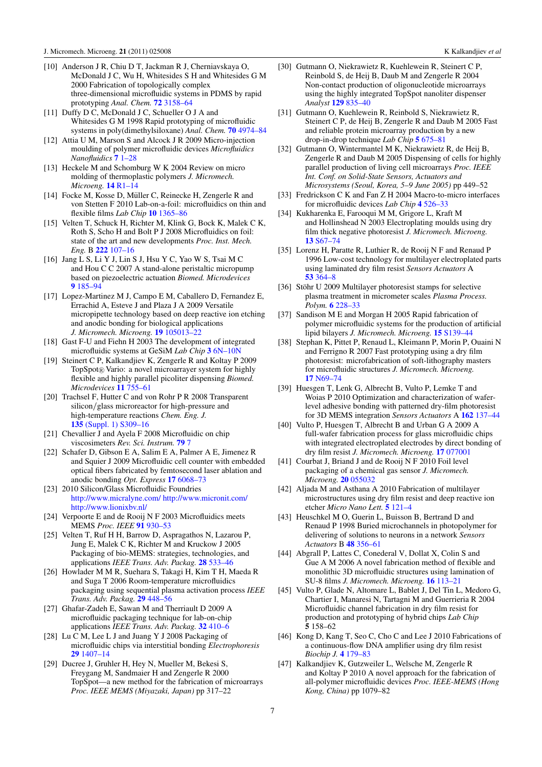[10] Anderson J R, Chiu D T, Jackman R J, Cherniavskaya O, McDonald J C, Wu H, Whitesides S H and Whitesides G M 2000 Fabrication of topologically complex three-dimensional microfluidic systems in PDMS by rapid prototyping *Anal. Chem.* **72** 3158–64

[11] Duffy D C, McDonald J C, Schueller O J A and Whitesides G M 1998 Rapid prototyping of microfluidic systems in poly(dimethylsiloxane) *Anal. Chem.* **70** 4974–84

[12] Attia U M, Marson S and Alcock J R 2009 Micro-injection moulding of polymer microfluidic devices *Microfluidics Nanofluidics* **7** 1–28

[13] Heckele M and Schomburg W K 2004 Review on micro molding of thermoplastic polymers *J. Micromech. Microeng.* **14** R1–14

[14] Focke M, Kosse D, Müller C, Reinecke H, Zengerle R and von Stetten F 2010 Lab-on-a-foil: microfluidics on thin and flexible films *Lab Chip* **10** 1365–86

[15] Velten T, Schuck H, Richter M, Klink G, Bock K, Malek C K, Roth S, Scho H and Bolt P J 2008 Microfluidics on foil: state of the art and new developments *Proc. Inst. Mech. Eng.* B **222** 107–16

[16] Jang L S, Li Y J, Lin S J, Hsu Y C, Yao W S, Tsai M C and Hou C C 2007 A stand-alone peristaltic micropump based on piezoelectric actuation *Biomed. Microdevices* **9** 185–94

[17] Lopez-Martinez M J, Campo E M, Caballero D, Fernandez E, Errachid A, Esteve J and Plaza J A 2009 Versatile micropipette technology based on deep reactive ion etching and anodic bonding for biological applications *J. Micromech. Microeng.* **19** 105013–22

[18] Gast F-U and Fiehn H 2003 The development of integrated microfluidic systems at GeSiM *Lab Chip* **3** 6N–10N

[19] Steinert C P, Kalkandjiev K, Zengerle R and Koltay P 2009 TopSpot® Vario: a novel microarrayer system for highly flexible and highly parallel picoliter dispensing *Biomed. Microdevices* **11** 755–61

[20] Trachsel F, Hutter C and von Rohr P R 2008 Transparent silicon/glass microreactor for high-pressure and high-temperature reactions *Chem. Eng. J.* **135** (Suppl. 1) S309–16

[21] Chevallier J and Ayela F 2008 Microfluidic on chip viscosimeters *Rev. Sci. Instrum.* **79** 7

[22] Schafer D, Gibson E A, Salim E A, Palmer A E, Jimenez R and Squier J 2009 Microfluidic cell counter with embedded optical fibers fabricated by femtosecond laser ablation and anodic bonding *Opt. Express* **17** 6068–73

[23] 2010 Silicon/Glass Microfluidic Foundries http://www.micralyne.com/ http://www.micronit.com/ http://www.lionixbv.nl/

[24] Verpoorte E and de Rooij N F 2003 Microfluidics meets MEMS *Proc. IEEE* **91** 930–53

[25] Velten T, Ruf H H, Barrow D, Aspragathos N, Lazarou P, Jung E, Malek C K, Richter M and Kruckow J 2005 Packaging of bio-MEMS: strategies, technologies, and applications *IEEE Trans. Adv. Packag.* **28** 533–46

[26] Howlader M M R, Suehara S, Takagi H, Kim T H, Maeda R and Suga T 2006 Room-temperature microfluidics packaging using sequential plasma activation process *IEEE Trans. Adv. Packag.* **29** 448–56

[27] Ghafar-Zadeh E, Sawan M and Therriault D 2009 A microfluidic packaging technique for lab-on-chip applications *IEEE Trans. Adv. Packag.* **32** 410–6

[28] Lu C M, Lee L J and Juang Y J 2008 Packaging of microfluidic chips via interstitial bonding *Electrophoresis* **29** 1407–14

[29] Ducree J, Gruhler H, Hey N, Mueller M, Bekesi S, Freygang M, Sandmaier H and Zengerle R 2000 TopSpot—a new method for the fabrication of microarrays *Proc. IEEE MEMS (Miyazaki, Japan)* pp 317–22

[30] Gutmann O, Niekrawietz R, Kuehlewein R, Steinert C P, Reinbold S, de Heij B, Daub M and Zengerle R 2004 Non-contact production of oligonucleotide microarrays using the highly integrated TopSpot nanoliter dispenser *Analyst* **129** 835–40

[31] Gutmann O, Kuehlewein R, Reinbold S, Niekrawietz R, Steinert C P, de Heij B, Zengerle R and Daub M 2005 Fast and reliable protein microarray production by a new drop-in-drop technique *Lab Chip* **5** 675–81

[32] Gutmann O, Wintermantel M K, Niekrawietz R, de Heij B, Zengerle R and Daub M 2005 Dispensing of cells for highly parallel production of living cell microarrays *Proc. IEEE Int. Conf. on Solid-State Sensors, Actuators and Microsystems (Seoul, Korea, 5–9 June 2005)* pp 449–52

[33] Fredrickson C K and Fan Z H 2004 Macro-to-micro interfaces for microfluidic devices *Lab Chip* **4** 526–33

[34] Kukharenka E, Farooqui M M, Grigore L, Kraft M and Hollinshead N 2003 Electroplating moulds using dry film thick negative photoresist *J. Micromech. Microeng.* **13** S67–74

[35] Lorenz H, Paratte R, Luthier R, de Rooij N F and Renaud P 1996 Low-cost technology for multilayer electroplated parts using laminated dry film resist *Sensors Actuators* A **53** 364–8

[36] Stöhr U 2009 Multilayer photoresist stamps for selective plasma treatment in micrometer scales *Plasma Process. Polym.* **6** 228–33

[37] Sandison M E and Morgan H 2005 Rapid fabrication of polymer microfluidic systems for the production of artificial lipid bilayers *J. Micromech. Microeng.* **15** S139–44

[38] Stephan K, Pittet P, Renaud L, Kleimann P, Morin P, Ouaini N and Ferrigno R 2007 Fast prototyping using a dry film photoresist: microfabrication of soft-lithography masters for microfluidic structures *J. Micromech. Microeng.* **17** N69–74

[39] Huesgen T, Lenk G, Albrecht B, Vulto P, Lemke T and Woias P 2010 Optimization and characterization of wafer-level adhesive bonding with patterned dry-film photoresist for 3D MEMS integration *Sensors Actuators* A **162** 137–44

[40] Vulto P, Huesgen T, Albrecht B and Urban G A 2009 A full-wafer fabrication process for glass microfluidic chips with integrated electroplated electrodes by direct bonding of dry film resist *J. Micromech. Microeng.* **17** 077001

[41] Courbat J, Briand J and de Rooij N F 2010 Foil level packaging of a chemical gas sensor *J. Micromech. Microeng.* **20** 055032

[42] Aljada M and Asthana A 2010 Fabrication of multilayer microstructures using dry film resist and deep reactive ion etcher *Micro Nano Lett.* **5** 121–4

[43] Heuschkel M O, Guerin L, Buisson B, Bertrand D and Renaud P 1998 Buried microchannels in photopolymer for delivering of solutions to neurons in a network *Sensors Actuators* B **48** 356–61

[44] Abgrall P, Lattes C, Conederal V, Dollat X, Colin S and Gue A M 2006 A novel fabrication method of flexible and monolithic 3D microfluidic structures using lamination of SU-8 films *J. Micromech. Microeng.* **16** 113–21

[45] Vulto P, Glade N, Altomare L, Bablet J, Del Tin L, Medoro G, Chartier I, Manaresi N, Tartagni M and Guerrieria R 2004 Microfluidic channel fabrication in dry film resist for production and prototyping of hybrid chips *Lab Chip* **5** 158–62

[46] Kong D, Kang T, Seo C, Cho C and Lee J 2010 Fabrications of a continuous-flow DNA amplifier using dry film resist *Biochip J.* **4** 179–83

[47] Kalkandjiev K, Gutzweiler L, Welsche M, Zengerle R and Koltay P 2010 A novel approach for the fabrication of all-polymer microfluidic devices *Proc. IEEE-MEMS (Hong Kong, China)* pp 1079–82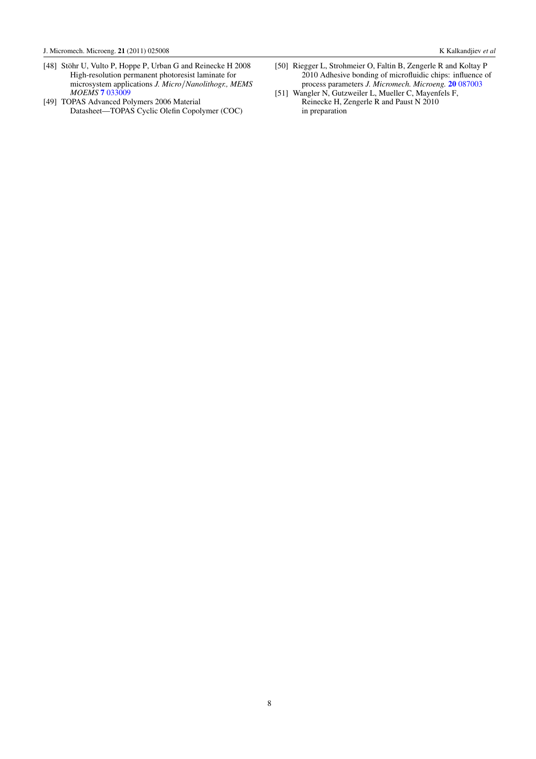[48] Stöhr U, Vulto P, Hoppe P, Urban G and Reinecke H 2008 High-resolution permanent photoresist laminate for microsystem applications *J. Micro/Nanolithogr., MEMS MOEMS* **7** 033009

[49] TOPAS Advanced Polymers 2006 Material Datasheet—TOPAS Cyclic Olefin Copolymer (COC)

[50] Riegger L, Strohmeier O, Faltin B, Zengerle R and Koltay P 2010 Adhesive bonding of microfluidic chips: influence of process parameters *J. Micromech. Microeng.* **20** 087003

[51] Wangler N, Gutzweiler L, Mueller C, Mayenfels F, Reinecke H, Zengerle R and Paust N 2010 in preparation